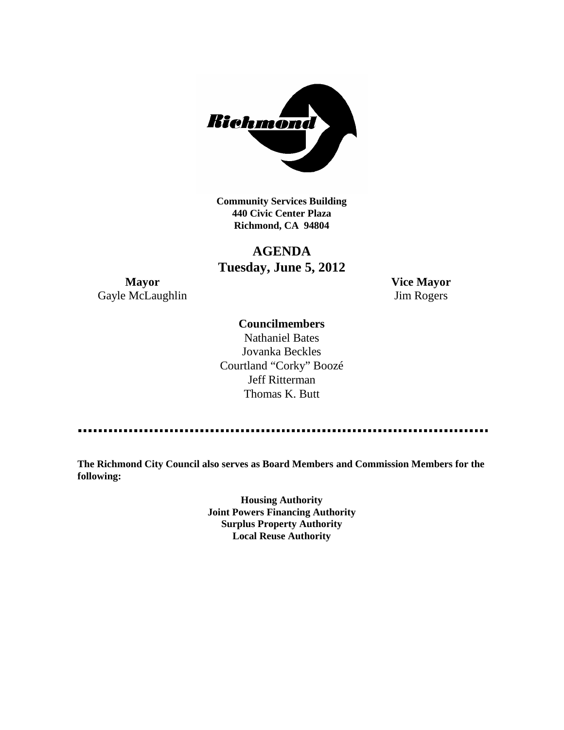**Community Services Building**
**440 Civic Center Plaza**
**Richmond, CA 94804**

# AGENDA
## Tuesday, June 5, 2012

**Mayor**
Gayle McLaughlin

**Vice Mayor**
Jim Rogers

**Councilmembers**

Nathaniel Bates
Jovanka Beckles
Courtland "Corky" Boozé
Jeff Ritterman
Thomas K. Butt

---

**The Richmond City Council also serves as Board Members and Commission Members for the following:**

**Housing Authority**
**Joint Powers Financing Authority**
**Surplus Property Authority**
**Local Reuse Authority**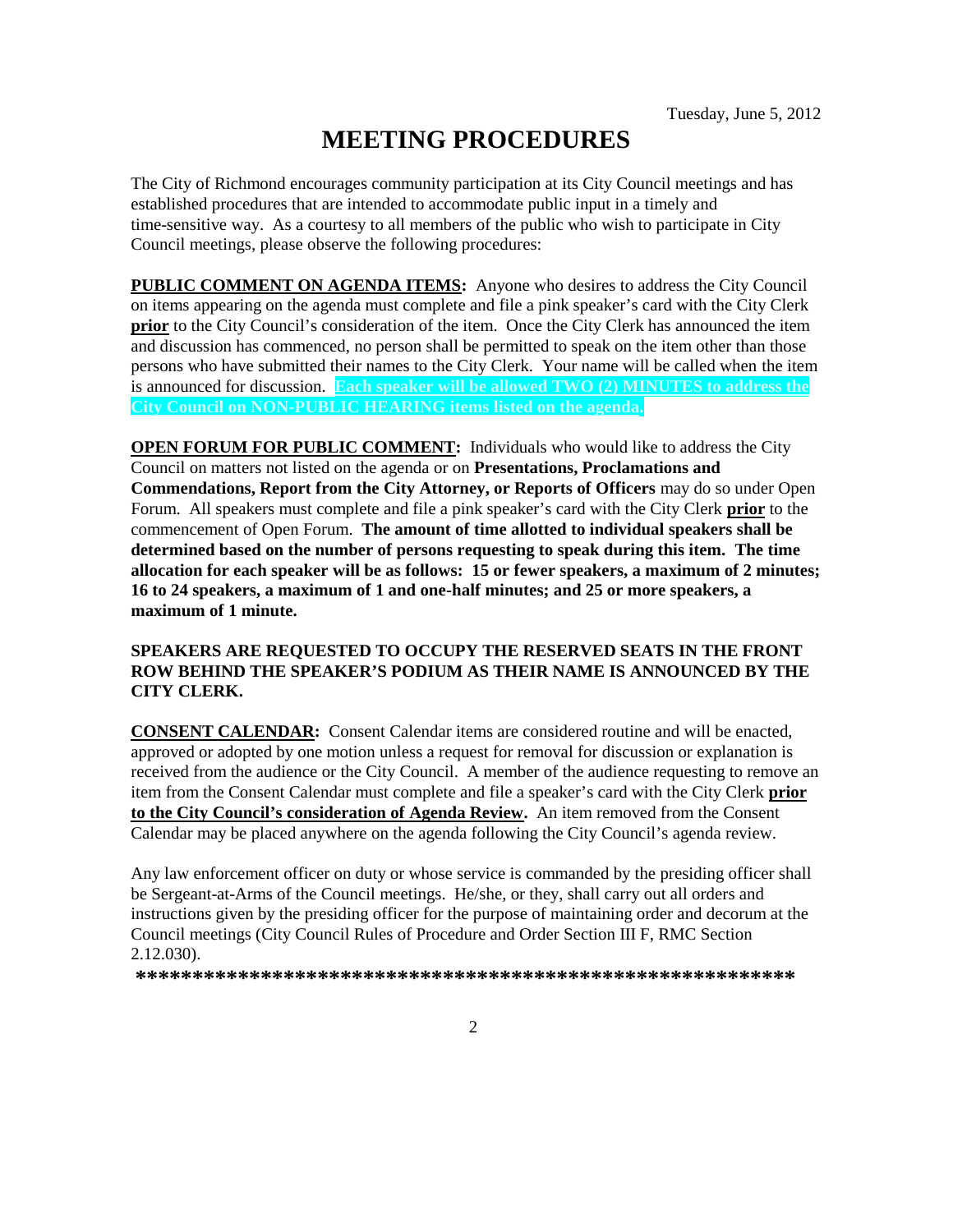Tuesday, June 5, 2012

# MEETING PROCEDURES

The City of Richmond encourages community participation at its City Council meetings and has established procedures that are intended to accommodate public input in a timely and time-sensitive way. As a courtesy to all members of the public who wish to participate in City Council meetings, please observe the following procedures:

**PUBLIC COMMENT ON AGENDA ITEMS:** Anyone who desires to address the City Council on items appearing on the agenda must complete and file a pink speaker's card with the City Clerk **prior** to the City Council's consideration of the item. Once the City Clerk has announced the item and discussion has commenced, no person shall be permitted to speak on the item other than those persons who have submitted their names to the City Clerk. Your name will be called when the item is announced for discussion. **Each speaker will be allowed TWO (2) MINUTES to address the City Council on NON-PUBLIC HEARING items listed on the agenda.**

**OPEN FORUM FOR PUBLIC COMMENT:** Individuals who would like to address the City Council on matters not listed on the agenda or on **Presentations, Proclamations and Commendations, Report from the City Attorney, or Reports of Officers** may do so under Open Forum. All speakers must complete and file a pink speaker's card with the City Clerk **prior** to the commencement of Open Forum. **The amount of time allotted to individual speakers shall be determined based on the number of persons requesting to speak during this item. The time allocation for each speaker will be as follows: 15 or fewer speakers, a maximum of 2 minutes; 16 to 24 speakers, a maximum of 1 and one-half minutes; and 25 or more speakers, a maximum of 1 minute.**

**SPEAKERS ARE REQUESTED TO OCCUPY THE RESERVED SEATS IN THE FRONT ROW BEHIND THE SPEAKER'S PODIUM AS THEIR NAME IS ANNOUNCED BY THE CITY CLERK.**

**CONSENT CALENDAR:** Consent Calendar items are considered routine and will be enacted, approved or adopted by one motion unless a request for removal for discussion or explanation is received from the audience or the City Council. A member of the audience requesting to remove an item from the Consent Calendar must complete and file a speaker's card with the City Clerk **prior to the City Council's consideration of Agenda Review.** An item removed from the Consent Calendar may be placed anywhere on the agenda following the City Council's agenda review.

Any law enforcement officer on duty or whose service is commanded by the presiding officer shall be Sergeant-at-Arms of the Council meetings. He/she, or they, shall carry out all orders and instructions given by the presiding officer for the purpose of maintaining order and decorum at the Council meetings (City Council Rules of Procedure and Order Section III F, RMC Section 2.12.030).

**\*\*\*\*\*\*\*\*\*\*\*\*\*\*\*\*\*\*\*\*\*\*\*\*\*\*\*\*\*\*\*\*\*\*\*\*\*\*\*\*\*\*\*\*\*\*\*\*\*\*\*\*\*\*\*\*\*\*\*\***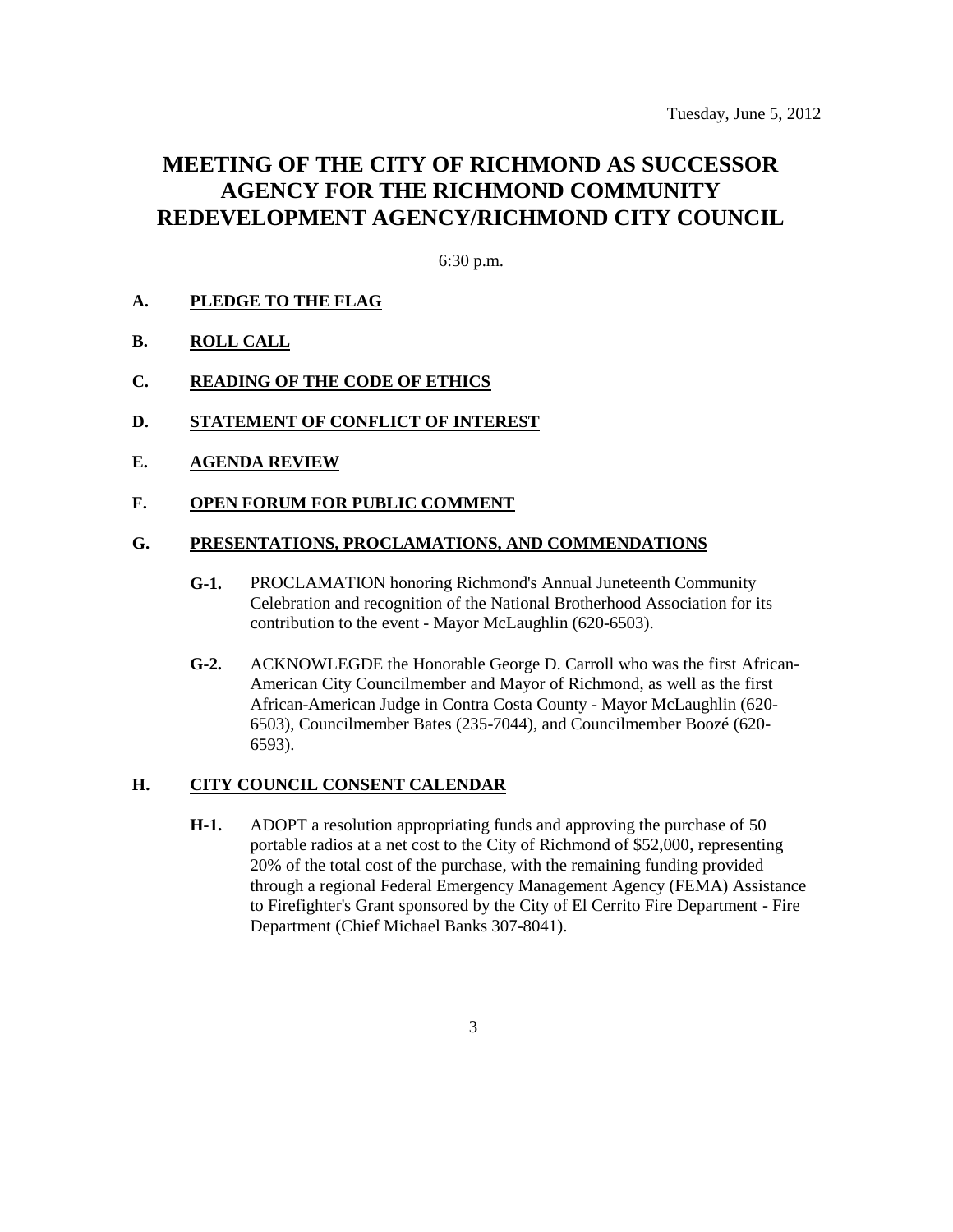Tuesday, June 5, 2012

# MEETING OF THE CITY OF RICHMOND AS SUCCESSOR AGENCY FOR THE RICHMOND COMMUNITY REDEVELOPMENT AGENCY/RICHMOND CITY COUNCIL

6:30 p.m.

**A. PLEDGE TO THE FLAG**

**B. ROLL CALL**

**C. READING OF THE CODE OF ETHICS**

**D. STATEMENT OF CONFLICT OF INTEREST**

**E. AGENDA REVIEW**

**F. OPEN FORUM FOR PUBLIC COMMENT**

**G. PRESENTATIONS, PROCLAMATIONS, AND COMMENDATIONS**

**G-1.** PROCLAMATION honoring Richmond's Annual Juneteenth Community Celebration and recognition of the National Brotherhood Association for its contribution to the event - Mayor McLaughlin (620-6503).

**G-2.** ACKNOWLEGDE the Honorable George D. Carroll who was the first African-American City Councilmember and Mayor of Richmond, as well as the first African-American Judge in Contra Costa County - Mayor McLaughlin (620-6503), Councilmember Bates (235-7044), and Councilmember Boozé (620-6593).

**H. CITY COUNCIL CONSENT CALENDAR**

**H-1.** ADOPT a resolution appropriating funds and approving the purchase of 50 portable radios at a net cost to the City of Richmond of $52,000, representing 20% of the total cost of the purchase, with the remaining funding provided through a regional Federal Emergency Management Agency (FEMA) Assistance to Firefighter's Grant sponsored by the City of El Cerrito Fire Department - Fire Department (Chief Michael Banks 307-8041).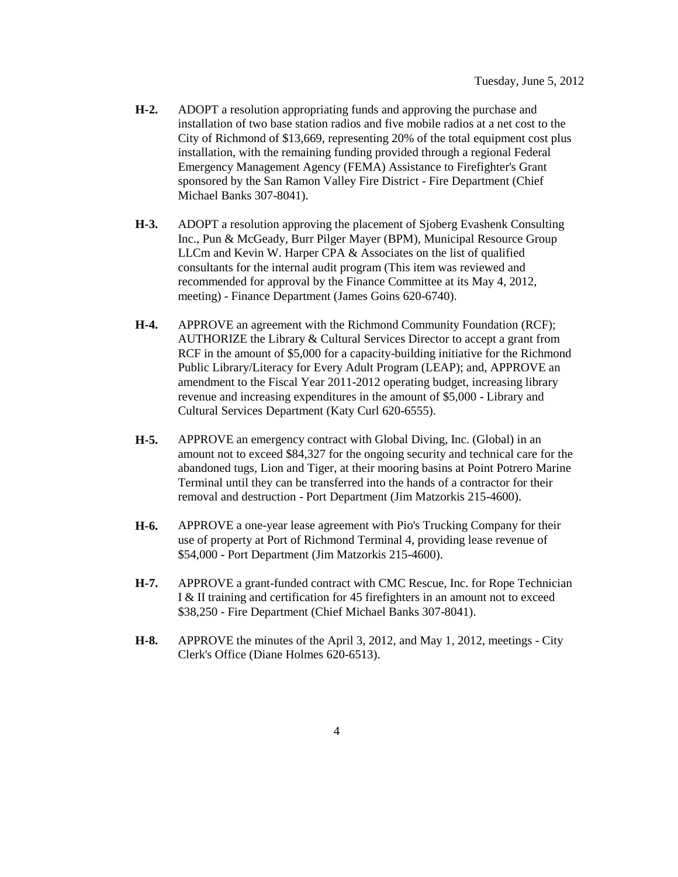**H-2.** ADOPT a resolution appropriating funds and approving the purchase and installation of two base station radios and five mobile radios at a net cost to the City of Richmond of $13,669, representing 20% of the total equipment cost plus installation, with the remaining funding provided through a regional Federal Emergency Management Agency (FEMA) Assistance to Firefighter's Grant sponsored by the San Ramon Valley Fire District - Fire Department (Chief Michael Banks 307-8041).

**H-3.** ADOPT a resolution approving the placement of Sjoberg Evashenk Consulting Inc., Pun & McGeady, Burr Pilger Mayer (BPM), Municipal Resource Group LLCm and Kevin W. Harper CPA & Associates on the list of qualified consultants for the internal audit program (This item was reviewed and recommended for approval by the Finance Committee at its May 4, 2012, meeting) - Finance Department (James Goins 620-6740).

**H-4.** APPROVE an agreement with the Richmond Community Foundation (RCF); AUTHORIZE the Library & Cultural Services Director to accept a grant from RCF in the amount of $5,000 for a capacity-building initiative for the Richmond Public Library/Literacy for Every Adult Program (LEAP); and, APPROVE an amendment to the Fiscal Year 2011-2012 operating budget, increasing library revenue and increasing expenditures in the amount of $5,000 - Library and Cultural Services Department (Katy Curl 620-6555).

**H-5.** APPROVE an emergency contract with Global Diving, Inc. (Global) in an amount not to exceed $84,327 for the ongoing security and technical care for the abandoned tugs, Lion and Tiger, at their mooring basins at Point Potrero Marine Terminal until they can be transferred into the hands of a contractor for their removal and destruction - Port Department (Jim Matzorkis 215-4600).

**H-6.** APPROVE a one-year lease agreement with Pio's Trucking Company for their use of property at Port of Richmond Terminal 4, providing lease revenue of $54,000 - Port Department (Jim Matzorkis 215-4600).

**H-7.** APPROVE a grant-funded contract with CMC Rescue, Inc. for Rope Technician I & II training and certification for 45 firefighters in an amount not to exceed $38,250 - Fire Department (Chief Michael Banks 307-8041).

**H-8.** APPROVE the minutes of the April 3, 2012, and May 1, 2012, meetings - City Clerk's Office (Diane Holmes 620-6513).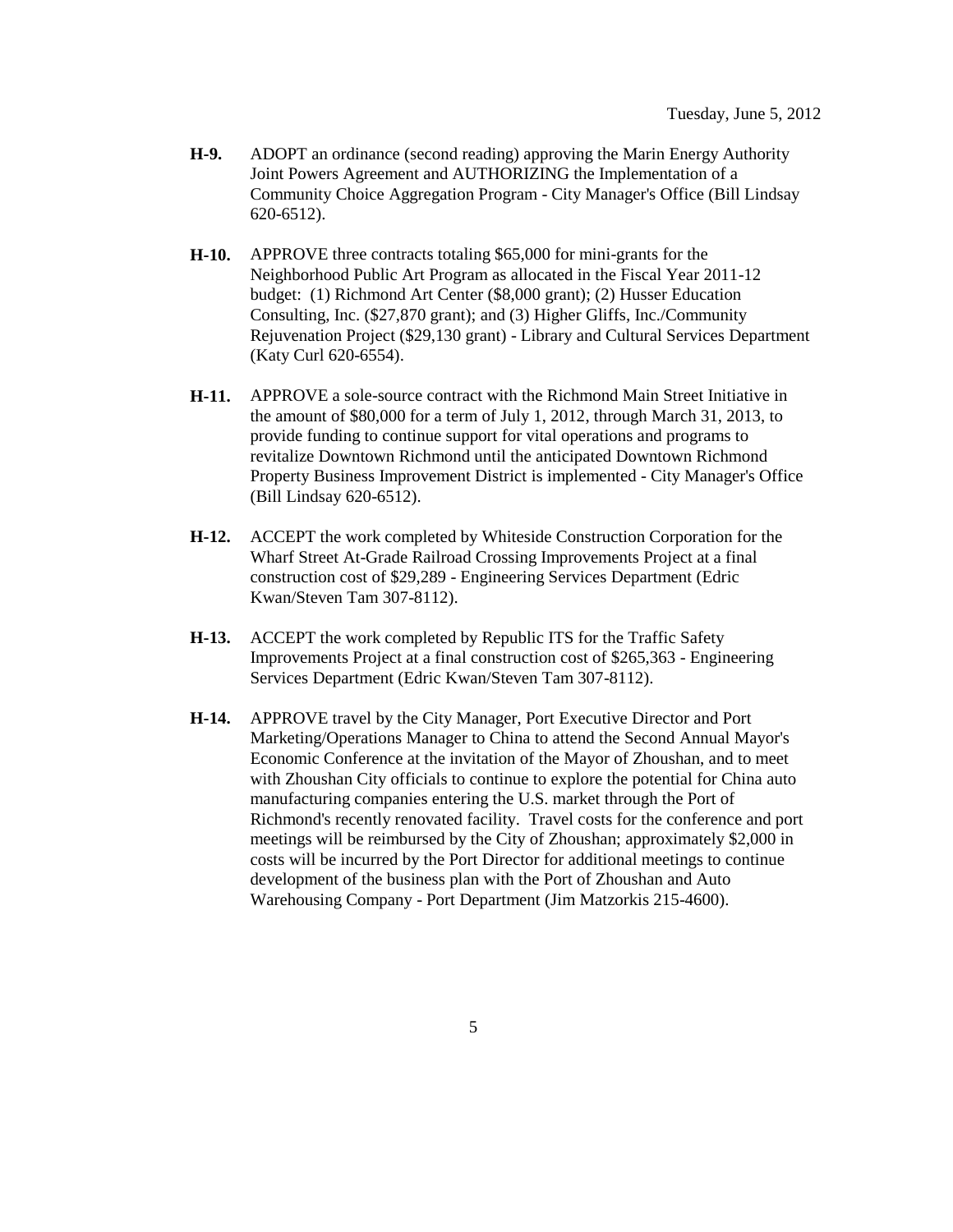**H-9.** ADOPT an ordinance (second reading) approving the Marin Energy Authority Joint Powers Agreement and AUTHORIZING the Implementation of a Community Choice Aggregation Program - City Manager's Office (Bill Lindsay 620-6512).

**H-10.** APPROVE three contracts totaling $65,000 for mini-grants for the Neighborhood Public Art Program as allocated in the Fiscal Year 2011-12 budget: (1) Richmond Art Center ($8,000 grant); (2) Husser Education Consulting, Inc. ($27,870 grant); and (3) Higher Gliffs, Inc./Community Rejuvenation Project ($29,130 grant) - Library and Cultural Services Department (Katy Curl 620-6554).

**H-11.** APPROVE a sole-source contract with the Richmond Main Street Initiative in the amount of $80,000 for a term of July 1, 2012, through March 31, 2013, to provide funding to continue support for vital operations and programs to revitalize Downtown Richmond until the anticipated Downtown Richmond Property Business Improvement District is implemented - City Manager's Office (Bill Lindsay 620-6512).

**H-12.** ACCEPT the work completed by Whiteside Construction Corporation for the Wharf Street At-Grade Railroad Crossing Improvements Project at a final construction cost of $29,289 - Engineering Services Department (Edric Kwan/Steven Tam 307-8112).

**H-13.** ACCEPT the work completed by Republic ITS for the Traffic Safety Improvements Project at a final construction cost of $265,363 - Engineering Services Department (Edric Kwan/Steven Tam 307-8112).

**H-14.** APPROVE travel by the City Manager, Port Executive Director and Port Marketing/Operations Manager to China to attend the Second Annual Mayor's Economic Conference at the invitation of the Mayor of Zhoushan, and to meet with Zhoushan City officials to continue to explore the potential for China auto manufacturing companies entering the U.S. market through the Port of Richmond's recently renovated facility. Travel costs for the conference and port meetings will be reimbursed by the City of Zhoushan; approximately $2,000 in costs will be incurred by the Port Director for additional meetings to continue development of the business plan with the Port of Zhoushan and Auto Warehousing Company - Port Department (Jim Matzorkis 215-4600).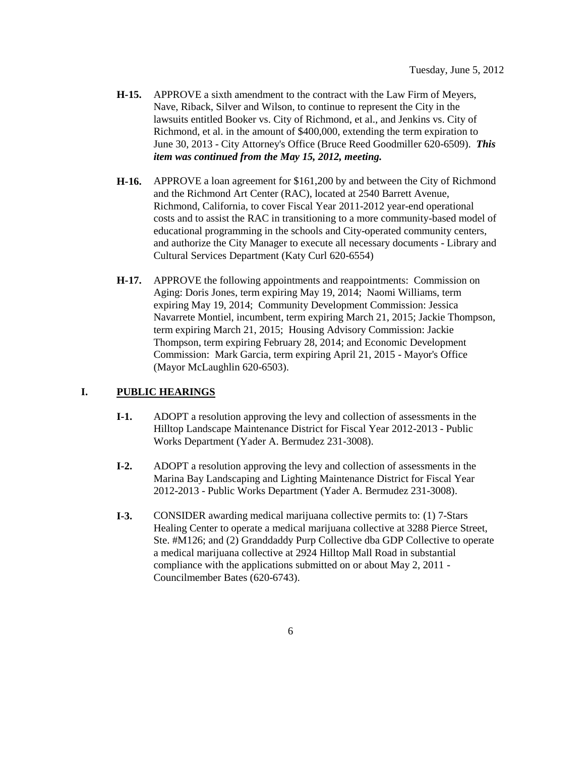**H-15.** APPROVE a sixth amendment to the contract with the Law Firm of Meyers, Nave, Riback, Silver and Wilson, to continue to represent the City in the lawsuits entitled Booker vs. City of Richmond, et al., and Jenkins vs. City of Richmond, et al. in the amount of $400,000, extending the term expiration to June 30, 2013 - City Attorney's Office (Bruce Reed Goodmiller 620-6509). ***This item was continued from the May 15, 2012, meeting.***

**H-16.** APPROVE a loan agreement for $161,200 by and between the City of Richmond and the Richmond Art Center (RAC), located at 2540 Barrett Avenue, Richmond, California, to cover Fiscal Year 2011-2012 year-end operational costs and to assist the RAC in transitioning to a more community-based model of educational programming in the schools and City-operated community centers, and authorize the City Manager to execute all necessary documents - Library and Cultural Services Department (Katy Curl 620-6554)

**H-17.** APPROVE the following appointments and reappointments: Commission on Aging: Doris Jones, term expiring May 19, 2014; Naomi Williams, term expiring May 19, 2014; Community Development Commission: Jessica Navarrete Montiel, incumbent, term expiring March 21, 2015; Jackie Thompson, term expiring March 21, 2015; Housing Advisory Commission: Jackie Thompson, term expiring February 28, 2014; and Economic Development Commission: Mark Garcia, term expiring April 21, 2015 - Mayor's Office (Mayor McLaughlin 620-6503).

## I. PUBLIC HEARINGS

**I-1.** ADOPT a resolution approving the levy and collection of assessments in the Hilltop Landscape Maintenance District for Fiscal Year 2012-2013 - Public Works Department (Yader A. Bermudez 231-3008).

**I-2.** ADOPT a resolution approving the levy and collection of assessments in the Marina Bay Landscaping and Lighting Maintenance District for Fiscal Year 2012-2013 - Public Works Department (Yader A. Bermudez 231-3008).

**I-3.** CONSIDER awarding medical marijuana collective permits to: (1) 7-Stars Healing Center to operate a medical marijuana collective at 3288 Pierce Street, Ste. #M126; and (2) Granddaddy Purp Collective dba GDP Collective to operate a medical marijuana collective at 2924 Hilltop Mall Road in substantial compliance with the applications submitted on or about May 2, 2011 - Councilmember Bates (620-6743).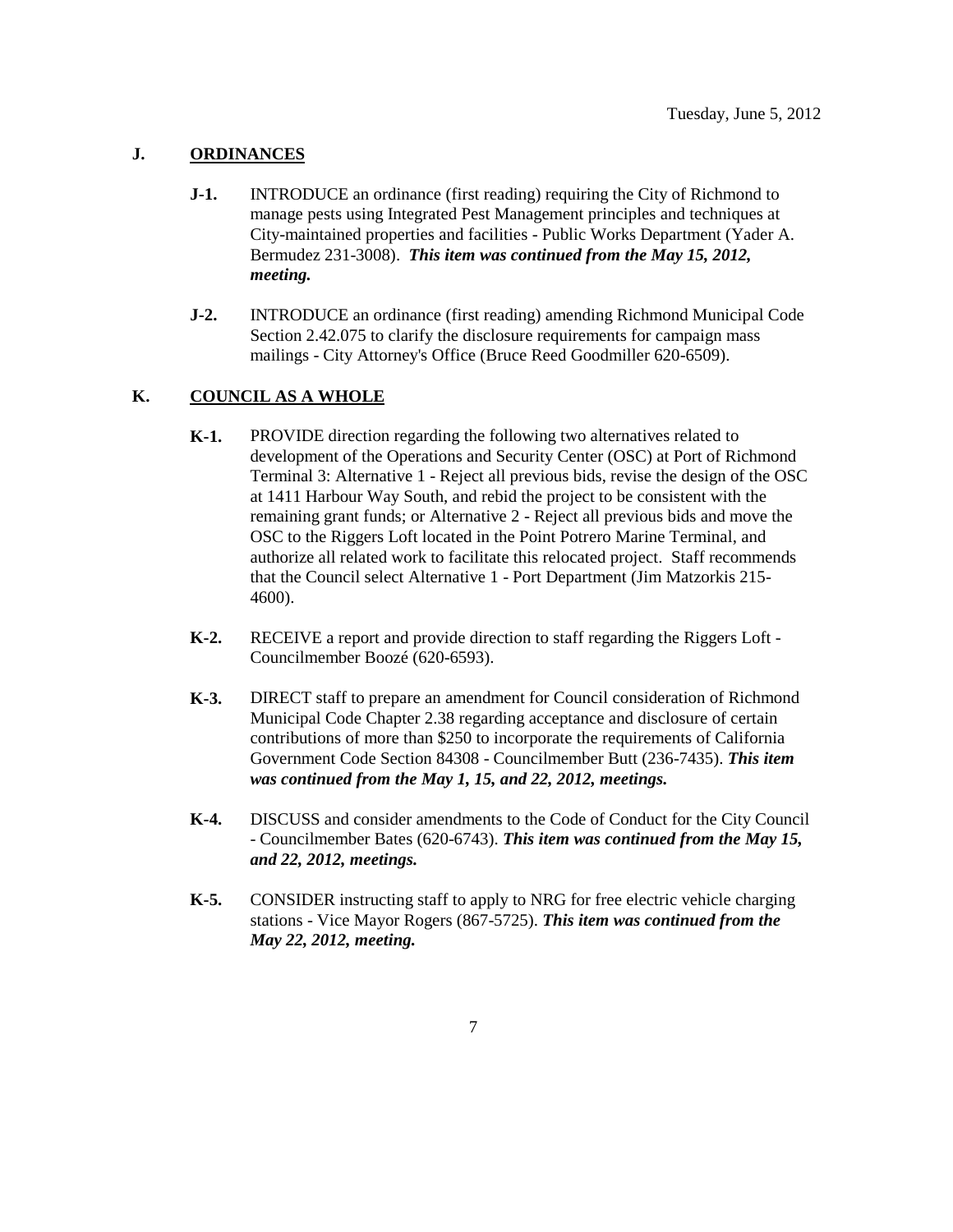## J. ORDINANCES

**J-1.** INTRODUCE an ordinance (first reading) requiring the City of Richmond to manage pests using Integrated Pest Management principles and techniques at City-maintained properties and facilities - Public Works Department (Yader A. Bermudez 231-3008). ***This item was continued from the May 15, 2012, meeting.***

**J-2.** INTRODUCE an ordinance (first reading) amending Richmond Municipal Code Section 2.42.075 to clarify the disclosure requirements for campaign mass mailings - City Attorney's Office (Bruce Reed Goodmiller 620-6509).

## K. COUNCIL AS A WHOLE

**K-1.** PROVIDE direction regarding the following two alternatives related to development of the Operations and Security Center (OSC) at Port of Richmond Terminal 3: Alternative 1 - Reject all previous bids, revise the design of the OSC at 1411 Harbour Way South, and rebid the project to be consistent with the remaining grant funds; or Alternative 2 - Reject all previous bids and move the OSC to the Riggers Loft located in the Point Potrero Marine Terminal, and authorize all related work to facilitate this relocated project. Staff recommends that the Council select Alternative 1 - Port Department (Jim Matzorkis 215-4600).

**K-2.** RECEIVE a report and provide direction to staff regarding the Riggers Loft - Councilmember Boozé (620-6593).

**K-3.** DIRECT staff to prepare an amendment for Council consideration of Richmond Municipal Code Chapter 2.38 regarding acceptance and disclosure of certain contributions of more than $250 to incorporate the requirements of California Government Code Section 84308 - Councilmember Butt (236-7435). ***This item was continued from the May 1, 15, and 22, 2012, meetings.***

**K-4.** DISCUSS and consider amendments to the Code of Conduct for the City Council - Councilmember Bates (620-6743). ***This item was continued from the May 15, and 22, 2012, meetings.***

**K-5.** CONSIDER instructing staff to apply to NRG for free electric vehicle charging stations - Vice Mayor Rogers (867-5725). ***This item was continued from the May 22, 2012, meeting.***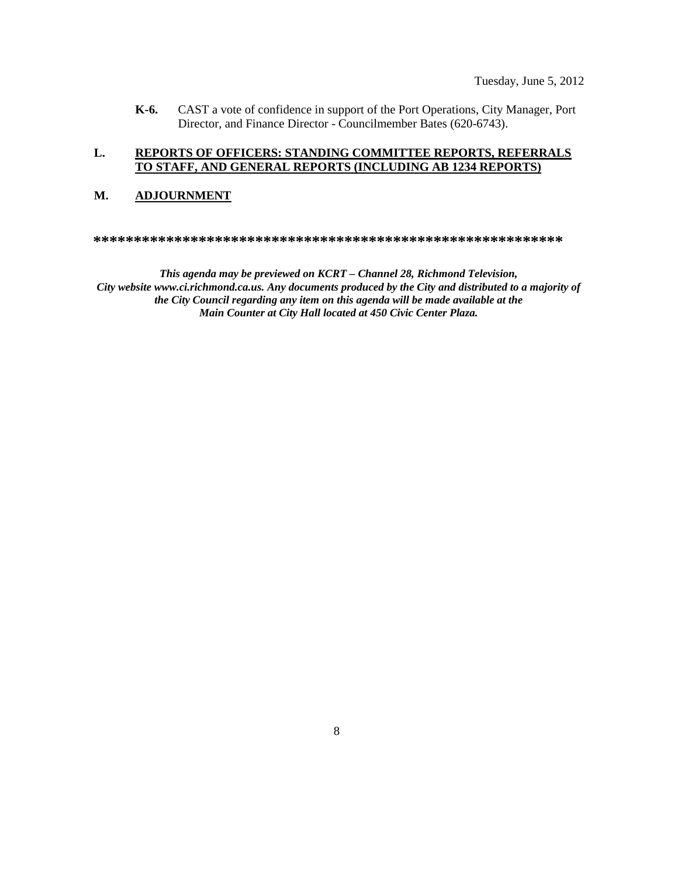**K-6.** CAST a vote of confidence in support of the Port Operations, City Manager, Port Director, and Finance Director - Councilmember Bates (620-6743).

## L. REPORTS OF OFFICERS: STANDING COMMITTEE REPORTS, REFERRALS TO STAFF, AND GENERAL REPORTS (INCLUDING AB 1234 REPORTS)

## M. ADJOURNMENT

**************************************************************

***This agenda may be previewed on KCRT – Channel 28, Richmond Television, City website www.ci.richmond.ca.us. Any documents produced by the City and distributed to a majority of the City Council regarding any item on this agenda will be made available at the Main Counter at City Hall located at 450 Civic Center Plaza.***